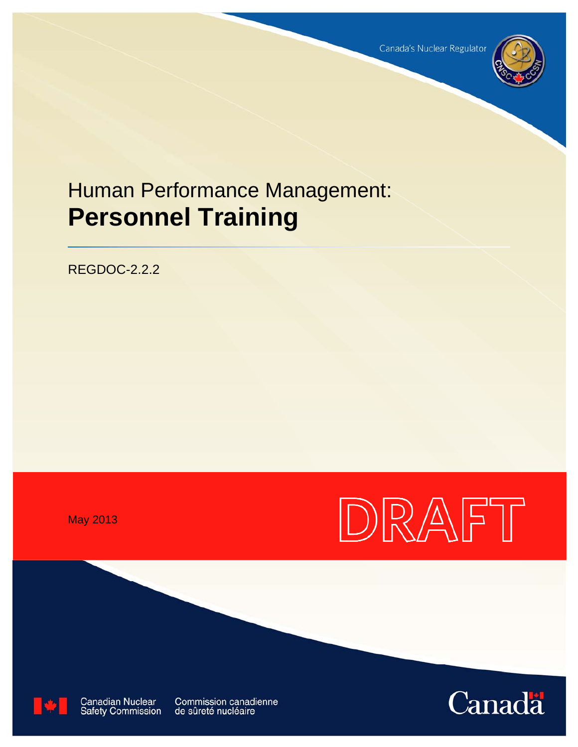Canada's Nuclear Regulator

# Human Performance Management: **Personnel Training**

REGDOC-2.2.2

May 2013

DRAFT

Canadian Nuclear Safety Commission    Commission canadienne de sûreté nucléaire

Canada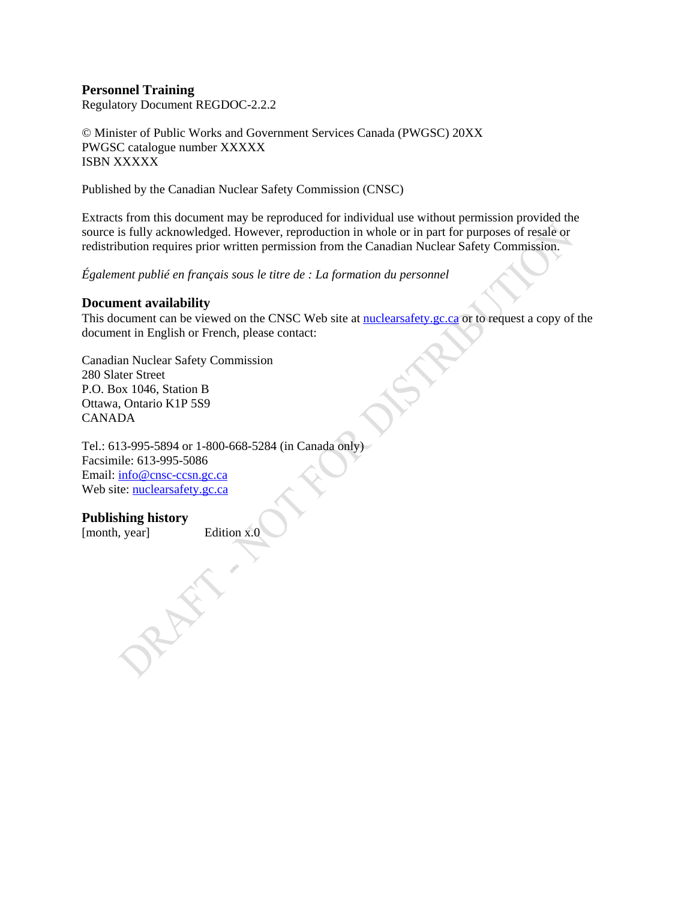**Personnel Training**
Regulatory Document REGDOC-2.2.2

© Minister of Public Works and Government Services Canada (PWGSC) 20XX
PWGSC catalogue number XXXXX
ISBN XXXXX

Published by the Canadian Nuclear Safety Commission (CNSC)

Extracts from this document may be reproduced for individual use without permission provided the source is fully acknowledged. However, reproduction in whole or in part for purposes of resale or redistribution requires prior written permission from the Canadian Nuclear Safety Commission.

*Également publié en français sous le titre de : La formation du personnel*

### Document availability

This document can be viewed on the CNSC Web site at nuclearsafety.gc.ca or to request a copy of the document in English or French, please contact:

Canadian Nuclear Safety Commission
280 Slater Street
P.O. Box 1046, Station B
Ottawa, Ontario K1P 5S9
CANADA

Tel.: 613-995-5894 or 1-800-668-5284 (in Canada only)
Facsimile: 613-995-5086
Email: info@cnsc-ccsn.gc.ca
Web site: nuclearsafety.gc.ca

### Publishing history

[month, year]   Edition x.0

DRAFT - NOT FOR DISTRIBUTION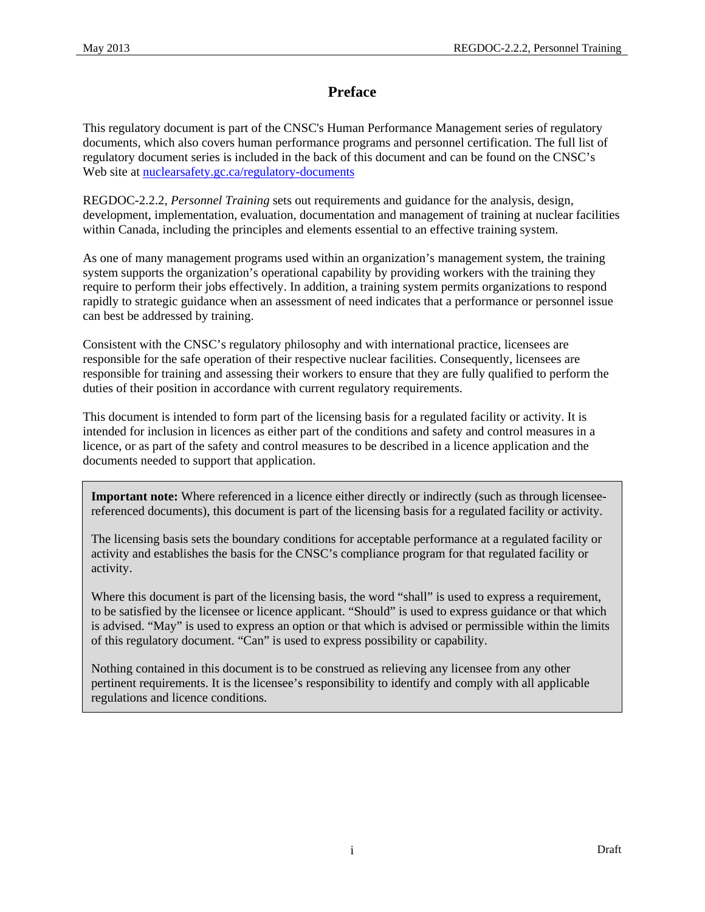# Preface

This regulatory document is part of the CNSC's Human Performance Management series of regulatory documents, which also covers human performance programs and personnel certification. The full list of regulatory document series is included in the back of this document and can be found on the CNSC's Web site at [nuclearsafety.gc.ca/regulatory-documents](nuclearsafety.gc.ca/regulatory-documents)

REGDOC-2.2.2, *Personnel Training* sets out requirements and guidance for the analysis, design, development, implementation, evaluation, documentation and management of training at nuclear facilities within Canada, including the principles and elements essential to an effective training system.

As one of many management programs used within an organization's management system, the training system supports the organization's operational capability by providing workers with the training they require to perform their jobs effectively. In addition, a training system permits organizations to respond rapidly to strategic guidance when an assessment of need indicates that a performance or personnel issue can best be addressed by training.

Consistent with the CNSC's regulatory philosophy and with international practice, licensees are responsible for the safe operation of their respective nuclear facilities. Consequently, licensees are responsible for training and assessing their workers to ensure that they are fully qualified to perform the duties of their position in accordance with current regulatory requirements.

This document is intended to form part of the licensing basis for a regulated facility or activity. It is intended for inclusion in licences as either part of the conditions and safety and control measures in a licence, or as part of the safety and control measures to be described in a licence application and the documents needed to support that application.

> **Important note:** Where referenced in a licence either directly or indirectly (such as through licensee-referenced documents), this document is part of the licensing basis for a regulated facility or activity.
>
> The licensing basis sets the boundary conditions for acceptable performance at a regulated facility or activity and establishes the basis for the CNSC's compliance program for that regulated facility or activity.
>
> Where this document is part of the licensing basis, the word "shall" is used to express a requirement, to be satisfied by the licensee or licence applicant. "Should" is used to express guidance or that which is advised. "May" is used to express an option or that which is advised or permissible within the limits of this regulatory document. "Can" is used to express possibility or capability.
>
> Nothing contained in this document is to be construed as relieving any licensee from any other pertinent requirements. It is the licensee's responsibility to identify and comply with all applicable regulations and licence conditions.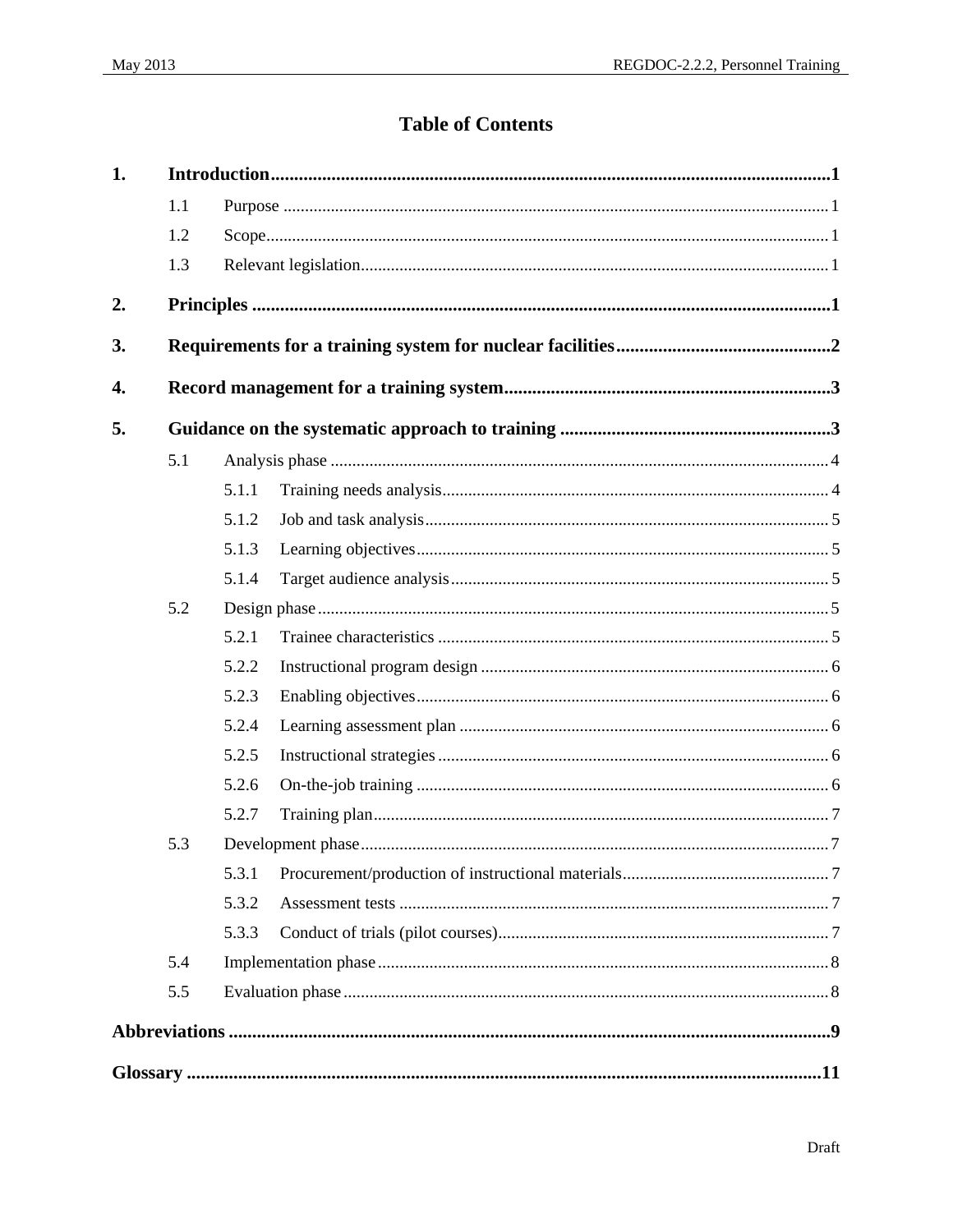# Table of Contents

**1. Introduction** ........................................................ **1**

- 1.1 Purpose ........................................................ 1
- 1.2 Scope........................................................ 1
- 1.3 Relevant legislation........................................................ 1

**2. Principles** ........................................................ **1**

**3. Requirements for a training system for nuclear facilities** ........................................................ **2**

**4. Record management for a training system** ........................................................ **3**

**5. Guidance on the systematic approach to training** ........................................................ **3**

- 5.1 Analysis phase ........................................................ 4
  - 5.1.1 Training needs analysis........................................................ 4
  - 5.1.2 Job and task analysis........................................................ 5
  - 5.1.3 Learning objectives........................................................ 5
  - 5.1.4 Target audience analysis........................................................ 5
- 5.2 Design phase........................................................ 5
  - 5.2.1 Trainee characteristics ........................................................ 5
  - 5.2.2 Instructional program design ........................................................ 6
  - 5.2.3 Enabling objectives........................................................ 6
  - 5.2.4 Learning assessment plan ........................................................ 6
  - 5.2.5 Instructional strategies ........................................................ 6
  - 5.2.6 On-the-job training ........................................................ 6
  - 5.2.7 Training plan........................................................ 7
- 5.3 Development phase........................................................ 7
  - 5.3.1 Procurement/production of instructional materials........................................................ 7
  - 5.3.2 Assessment tests ........................................................ 7
  - 5.3.3 Conduct of trials (pilot courses)........................................................ 7
- 5.4 Implementation phase........................................................ 8
- 5.5 Evaluation phase........................................................ 8

**Abbreviations** ........................................................ **9**

**Glossary** ........................................................ **11**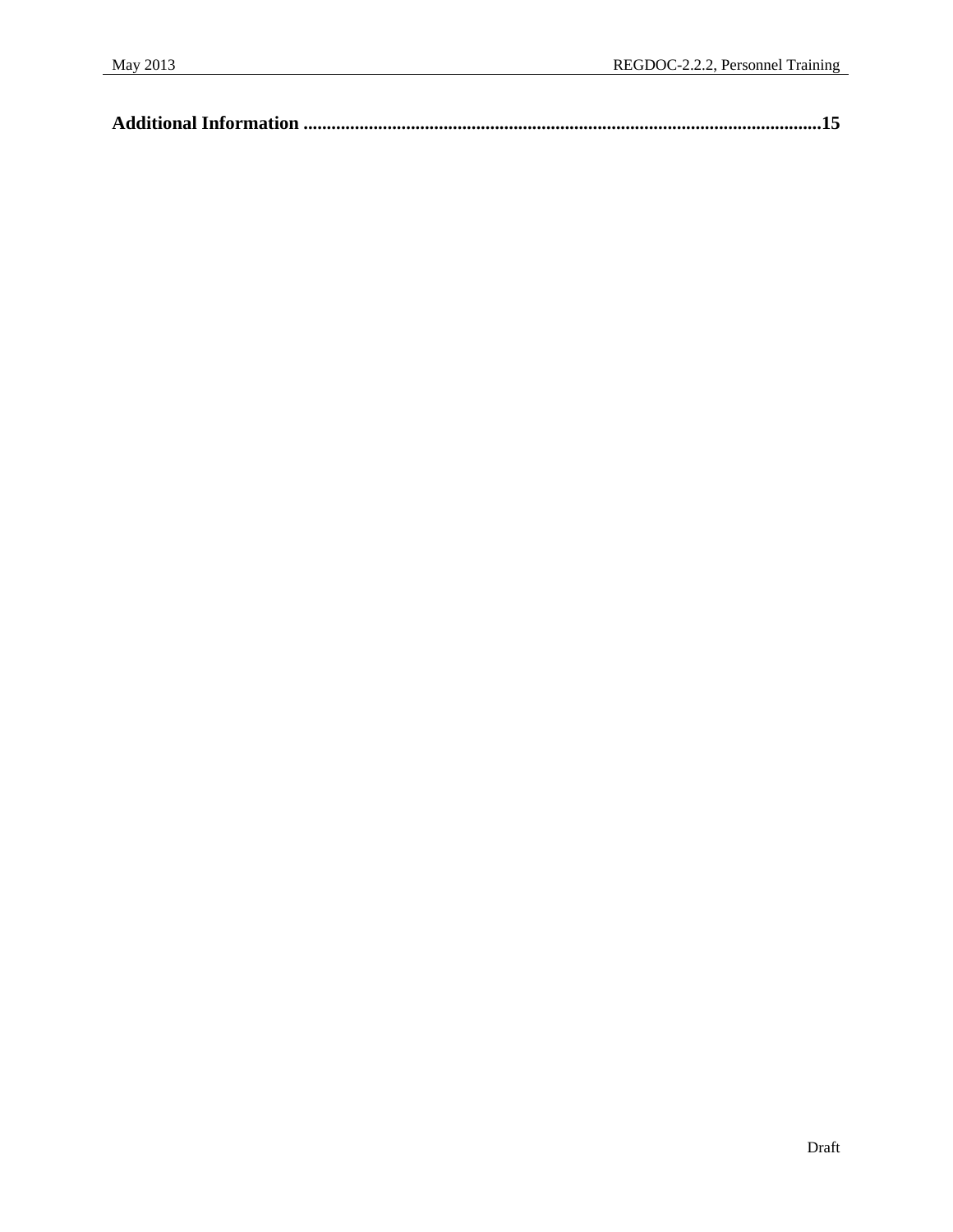**Additional Information ..........................................................................................................15**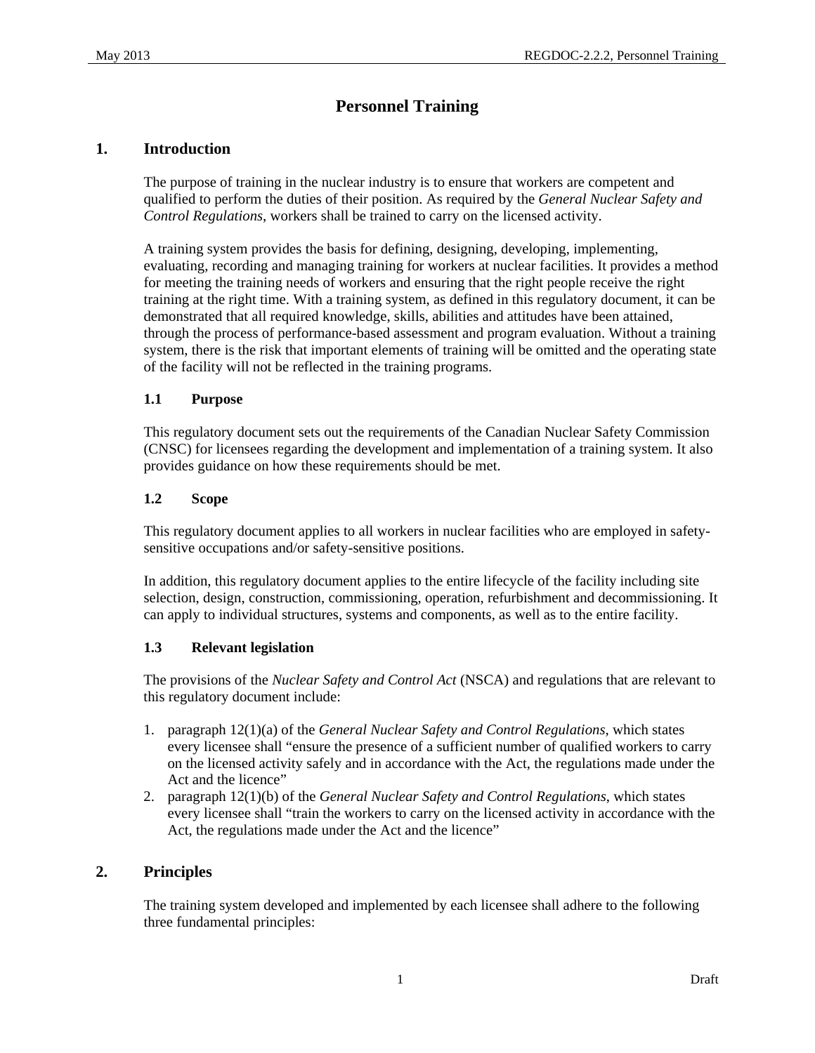# Personnel Training

## 1. Introduction

The purpose of training in the nuclear industry is to ensure that workers are competent and qualified to perform the duties of their position. As required by the *General Nuclear Safety and Control Regulations*, workers shall be trained to carry on the licensed activity.

A training system provides the basis for defining, designing, developing, implementing, evaluating, recording and managing training for workers at nuclear facilities. It provides a method for meeting the training needs of workers and ensuring that the right people receive the right training at the right time. With a training system, as defined in this regulatory document, it can be demonstrated that all required knowledge, skills, abilities and attitudes have been attained, through the process of performance-based assessment and program evaluation. Without a training system, there is the risk that important elements of training will be omitted and the operating state of the facility will not be reflected in the training programs.

### 1.1 Purpose

This regulatory document sets out the requirements of the Canadian Nuclear Safety Commission (CNSC) for licensees regarding the development and implementation of a training system. It also provides guidance on how these requirements should be met.

### 1.2 Scope

This regulatory document applies to all workers in nuclear facilities who are employed in safety-sensitive occupations and/or safety-sensitive positions.

In addition, this regulatory document applies to the entire lifecycle of the facility including site selection, design, construction, commissioning, operation, refurbishment and decommissioning. It can apply to individual structures, systems and components, as well as to the entire facility.

### 1.3 Relevant legislation

The provisions of the *Nuclear Safety and Control Act* (NSCA) and regulations that are relevant to this regulatory document include:

1. paragraph 12(1)(a) of the *General Nuclear Safety and Control Regulations*, which states every licensee shall "ensure the presence of a sufficient number of qualified workers to carry on the licensed activity safely and in accordance with the Act, the regulations made under the Act and the licence"
2. paragraph 12(1)(b) of the *General Nuclear Safety and Control Regulations*, which states every licensee shall "train the workers to carry on the licensed activity in accordance with the Act, the regulations made under the Act and the licence"

## 2. Principles

The training system developed and implemented by each licensee shall adhere to the following three fundamental principles: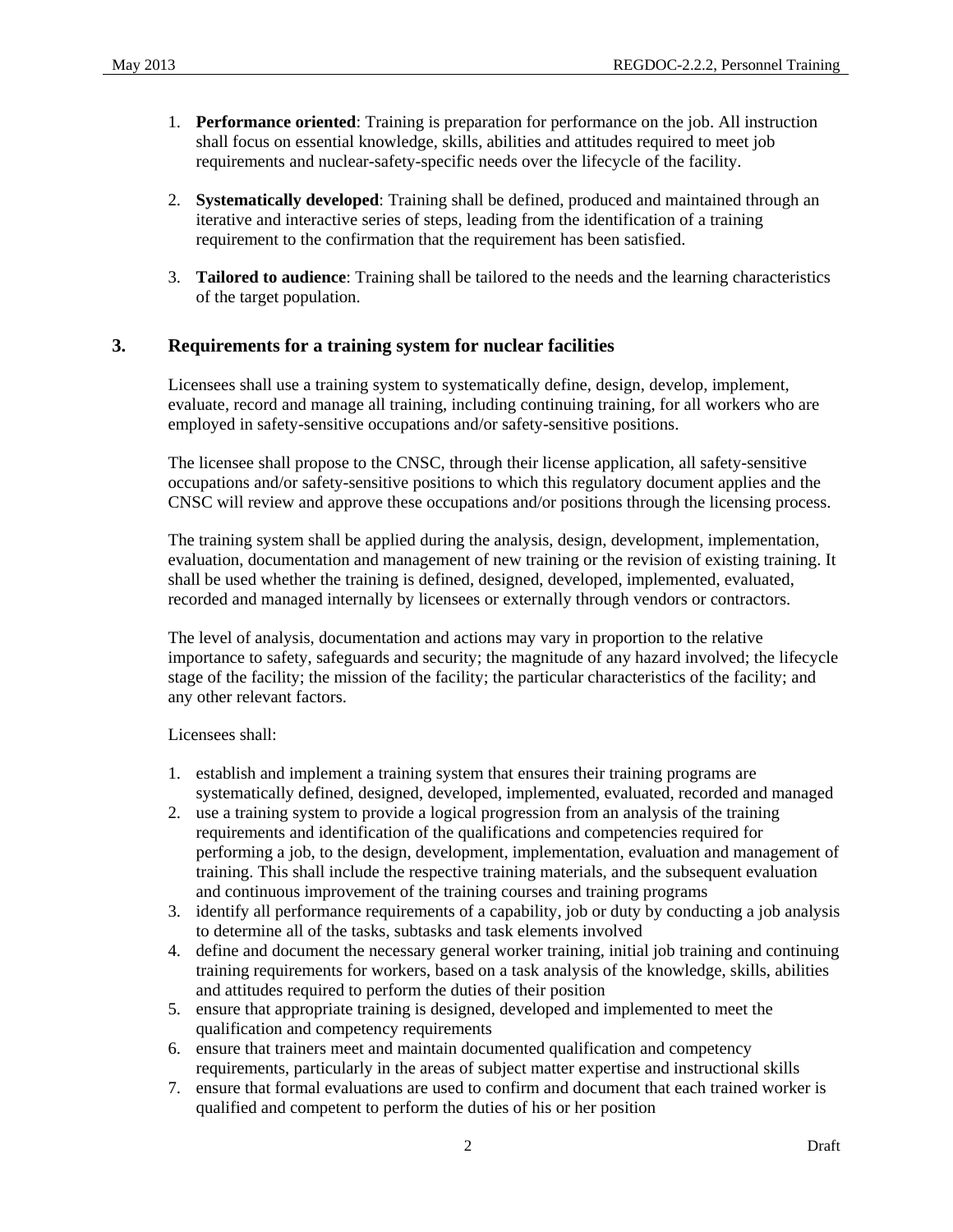1. **Performance oriented**: Training is preparation for performance on the job. All instruction shall focus on essential knowledge, skills, abilities and attitudes required to meet job requirements and nuclear-safety-specific needs over the lifecycle of the facility.

2. **Systematically developed**: Training shall be defined, produced and maintained through an iterative and interactive series of steps, leading from the identification of a training requirement to the confirmation that the requirement has been satisfied.

3. **Tailored to audience**: Training shall be tailored to the needs and the learning characteristics of the target population.

## 3. Requirements for a training system for nuclear facilities

Licensees shall use a training system to systematically define, design, develop, implement, evaluate, record and manage all training, including continuing training, for all workers who are employed in safety-sensitive occupations and/or safety-sensitive positions.

The licensee shall propose to the CNSC, through their license application, all safety-sensitive occupations and/or safety-sensitive positions to which this regulatory document applies and the CNSC will review and approve these occupations and/or positions through the licensing process.

The training system shall be applied during the analysis, design, development, implementation, evaluation, documentation and management of new training or the revision of existing training. It shall be used whether the training is defined, designed, developed, implemented, evaluated, recorded and managed internally by licensees or externally through vendors or contractors.

The level of analysis, documentation and actions may vary in proportion to the relative importance to safety, safeguards and security; the magnitude of any hazard involved; the lifecycle stage of the facility; the mission of the facility; the particular characteristics of the facility; and any other relevant factors.

Licensees shall:

1. establish and implement a training system that ensures their training programs are systematically defined, designed, developed, implemented, evaluated, recorded and managed
2. use a training system to provide a logical progression from an analysis of the training requirements and identification of the qualifications and competencies required for performing a job, to the design, development, implementation, evaluation and management of training. This shall include the respective training materials, and the subsequent evaluation and continuous improvement of the training courses and training programs
3. identify all performance requirements of a capability, job or duty by conducting a job analysis to determine all of the tasks, subtasks and task elements involved
4. define and document the necessary general worker training, initial job training and continuing training requirements for workers, based on a task analysis of the knowledge, skills, abilities and attitudes required to perform the duties of their position
5. ensure that appropriate training is designed, developed and implemented to meet the qualification and competency requirements
6. ensure that trainers meet and maintain documented qualification and competency requirements, particularly in the areas of subject matter expertise and instructional skills
7. ensure that formal evaluations are used to confirm and document that each trained worker is qualified and competent to perform the duties of his or her position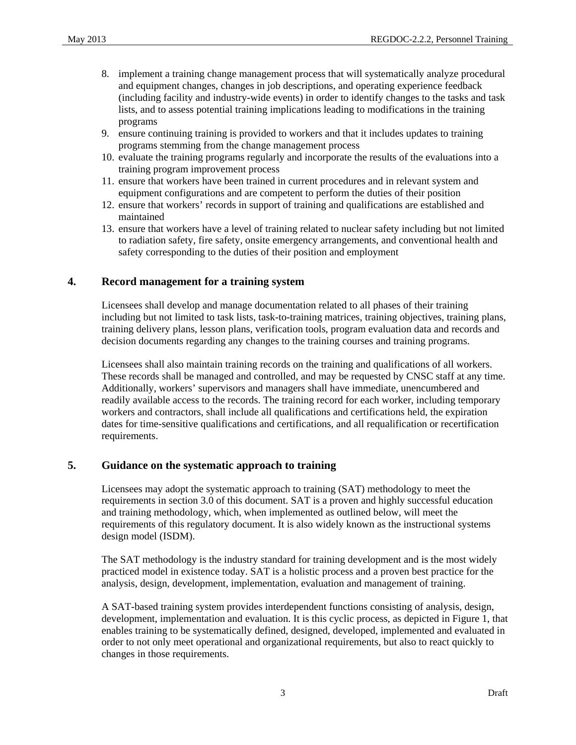8. implement a training change management process that will systematically analyze procedural and equipment changes, changes in job descriptions, and operating experience feedback (including facility and industry-wide events) in order to identify changes to the tasks and task lists, and to assess potential training implications leading to modifications in the training programs
9. ensure continuing training is provided to workers and that it includes updates to training programs stemming from the change management process
10. evaluate the training programs regularly and incorporate the results of the evaluations into a training program improvement process
11. ensure that workers have been trained in current procedures and in relevant system and equipment configurations and are competent to perform the duties of their position
12. ensure that workers' records in support of training and qualifications are established and maintained
13. ensure that workers have a level of training related to nuclear safety including but not limited to radiation safety, fire safety, onsite emergency arrangements, and conventional health and safety corresponding to the duties of their position and employment

## 4. Record management for a training system

Licensees shall develop and manage documentation related to all phases of their training including but not limited to task lists, task-to-training matrices, training objectives, training plans, training delivery plans, lesson plans, verification tools, program evaluation data and records and decision documents regarding any changes to the training courses and training programs.

Licensees shall also maintain training records on the training and qualifications of all workers. These records shall be managed and controlled, and may be requested by CNSC staff at any time. Additionally, workers' supervisors and managers shall have immediate, unencumbered and readily available access to the records. The training record for each worker, including temporary workers and contractors, shall include all qualifications and certifications held, the expiration dates for time-sensitive qualifications and certifications, and all requalification or recertification requirements.

## 5. Guidance on the systematic approach to training

Licensees may adopt the systematic approach to training (SAT) methodology to meet the requirements in section 3.0 of this document. SAT is a proven and highly successful education and training methodology, which, when implemented as outlined below, will meet the requirements of this regulatory document. It is also widely known as the instructional systems design model (ISDM).

The SAT methodology is the industry standard for training development and is the most widely practiced model in existence today. SAT is a holistic process and a proven best practice for the analysis, design, development, implementation, evaluation and management of training.

A SAT-based training system provides interdependent functions consisting of analysis, design, development, implementation and evaluation. It is this cyclic process, as depicted in Figure 1, that enables training to be systematically defined, designed, developed, implemented and evaluated in order to not only meet operational and organizational requirements, but also to react quickly to changes in those requirements.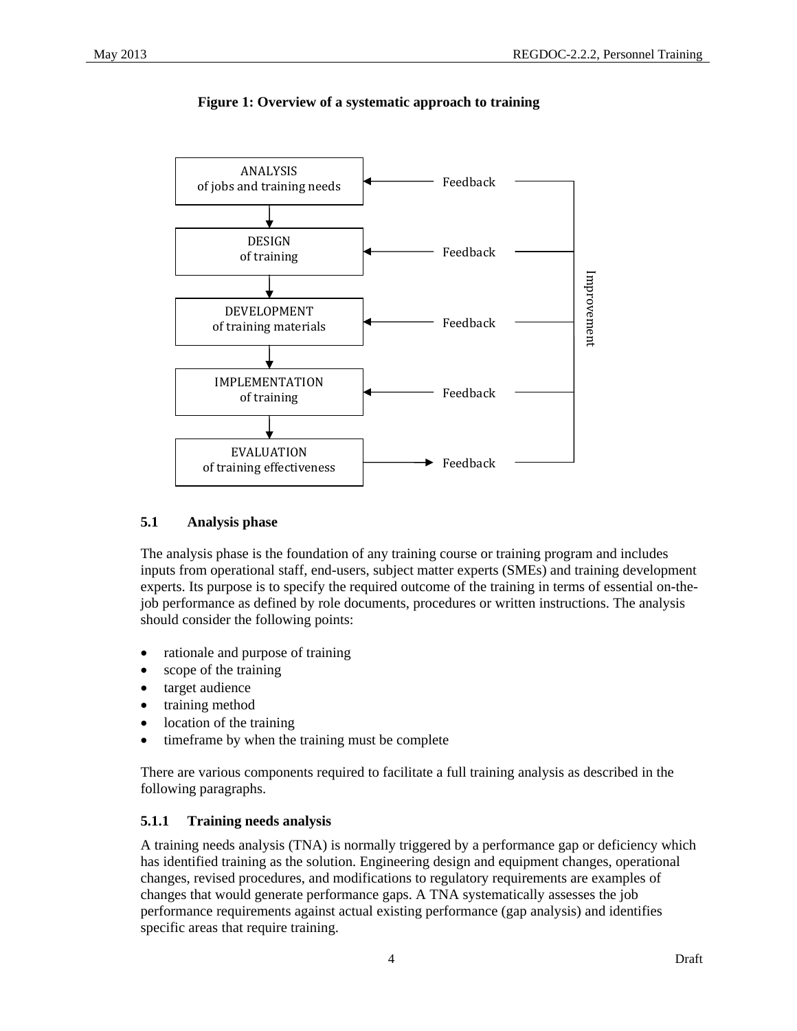**Figure 1: Overview of a systematic approach to training**

ANALYSIS of jobs and training needs ← Feedback
DESIGN of training ← Feedback
DEVELOPMENT of training materials ← Feedback
IMPLEMENTATION of training ← Feedback
EVALUATION of training effectiveness → Feedback

Improvement

### 5.1 Analysis phase

The analysis phase is the foundation of any training course or training program and includes inputs from operational staff, end-users, subject matter experts (SMEs) and training development experts. Its purpose is to specify the required outcome of the training in terms of essential on-the-job performance as defined by role documents, procedures or written instructions. The analysis should consider the following points:

- rationale and purpose of training
- scope of the training
- target audience
- training method
- location of the training
- timeframe by when the training must be complete

There are various components required to facilitate a full training analysis as described in the following paragraphs.

#### 5.1.1 Training needs analysis

A training needs analysis (TNA) is normally triggered by a performance gap or deficiency which has identified training as the solution. Engineering design and equipment changes, operational changes, revised procedures, and modifications to regulatory requirements are examples of changes that would generate performance gaps. A TNA systematically assesses the job performance requirements against actual existing performance (gap analysis) and identifies specific areas that require training.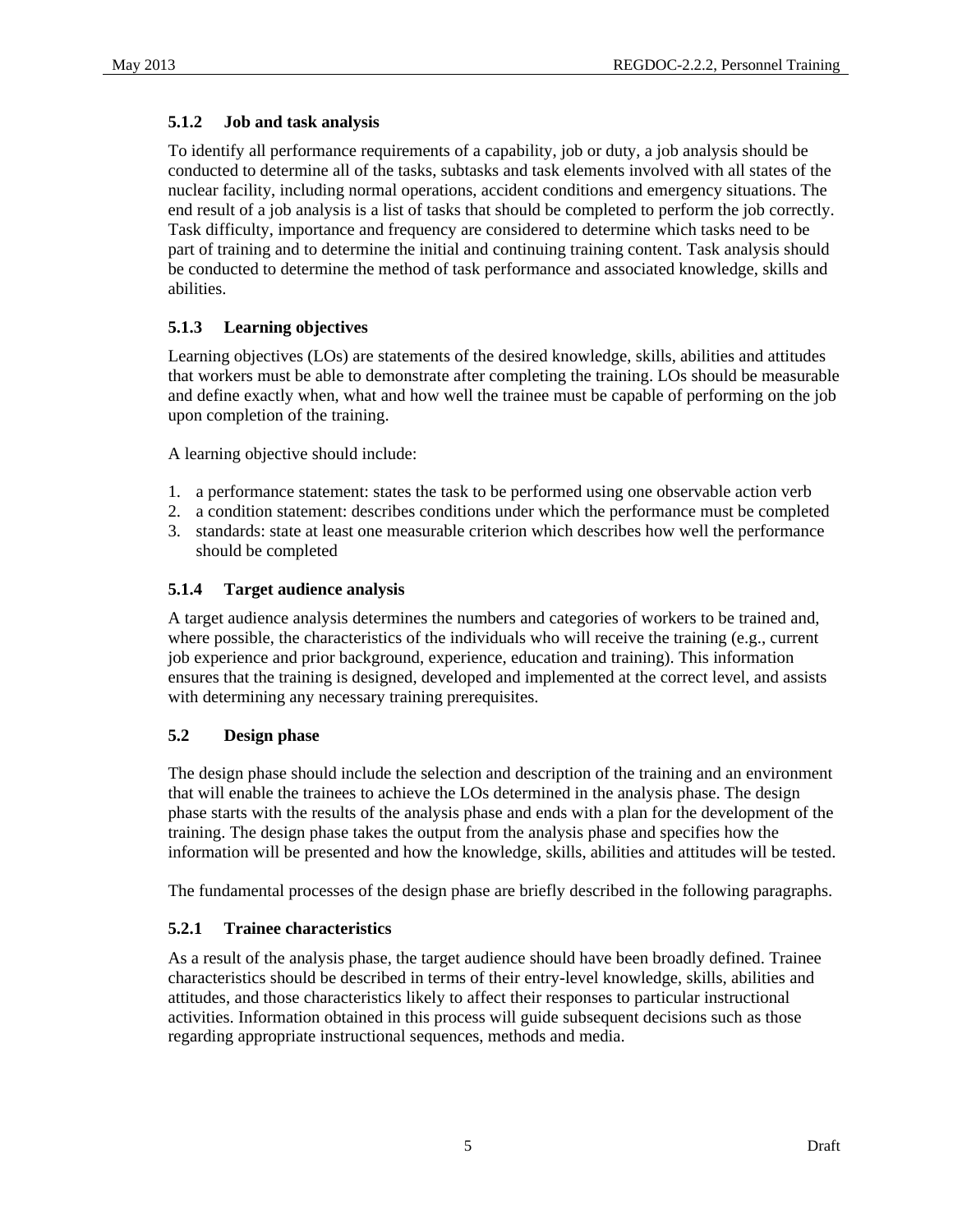### 5.1.2 Job and task analysis

To identify all performance requirements of a capability, job or duty, a job analysis should be conducted to determine all of the tasks, subtasks and task elements involved with all states of the nuclear facility, including normal operations, accident conditions and emergency situations. The end result of a job analysis is a list of tasks that should be completed to perform the job correctly. Task difficulty, importance and frequency are considered to determine which tasks need to be part of training and to determine the initial and continuing training content. Task analysis should be conducted to determine the method of task performance and associated knowledge, skills and abilities.

### 5.1.3 Learning objectives

Learning objectives (LOs) are statements of the desired knowledge, skills, abilities and attitudes that workers must be able to demonstrate after completing the training. LOs should be measurable and define exactly when, what and how well the trainee must be capable of performing on the job upon completion of the training.

A learning objective should include:

1. a performance statement: states the task to be performed using one observable action verb
2. a condition statement: describes conditions under which the performance must be completed
3. standards: state at least one measurable criterion which describes how well the performance should be completed

### 5.1.4 Target audience analysis

A target audience analysis determines the numbers and categories of workers to be trained and, where possible, the characteristics of the individuals who will receive the training (e.g., current job experience and prior background, experience, education and training). This information ensures that the training is designed, developed and implemented at the correct level, and assists with determining any necessary training prerequisites.

## 5.2 Design phase

The design phase should include the selection and description of the training and an environment that will enable the trainees to achieve the LOs determined in the analysis phase. The design phase starts with the results of the analysis phase and ends with a plan for the development of the training. The design phase takes the output from the analysis phase and specifies how the information will be presented and how the knowledge, skills, abilities and attitudes will be tested.

The fundamental processes of the design phase are briefly described in the following paragraphs.

### 5.2.1 Trainee characteristics

As a result of the analysis phase, the target audience should have been broadly defined. Trainee characteristics should be described in terms of their entry-level knowledge, skills, abilities and attitudes, and those characteristics likely to affect their responses to particular instructional activities. Information obtained in this process will guide subsequent decisions such as those regarding appropriate instructional sequences, methods and media.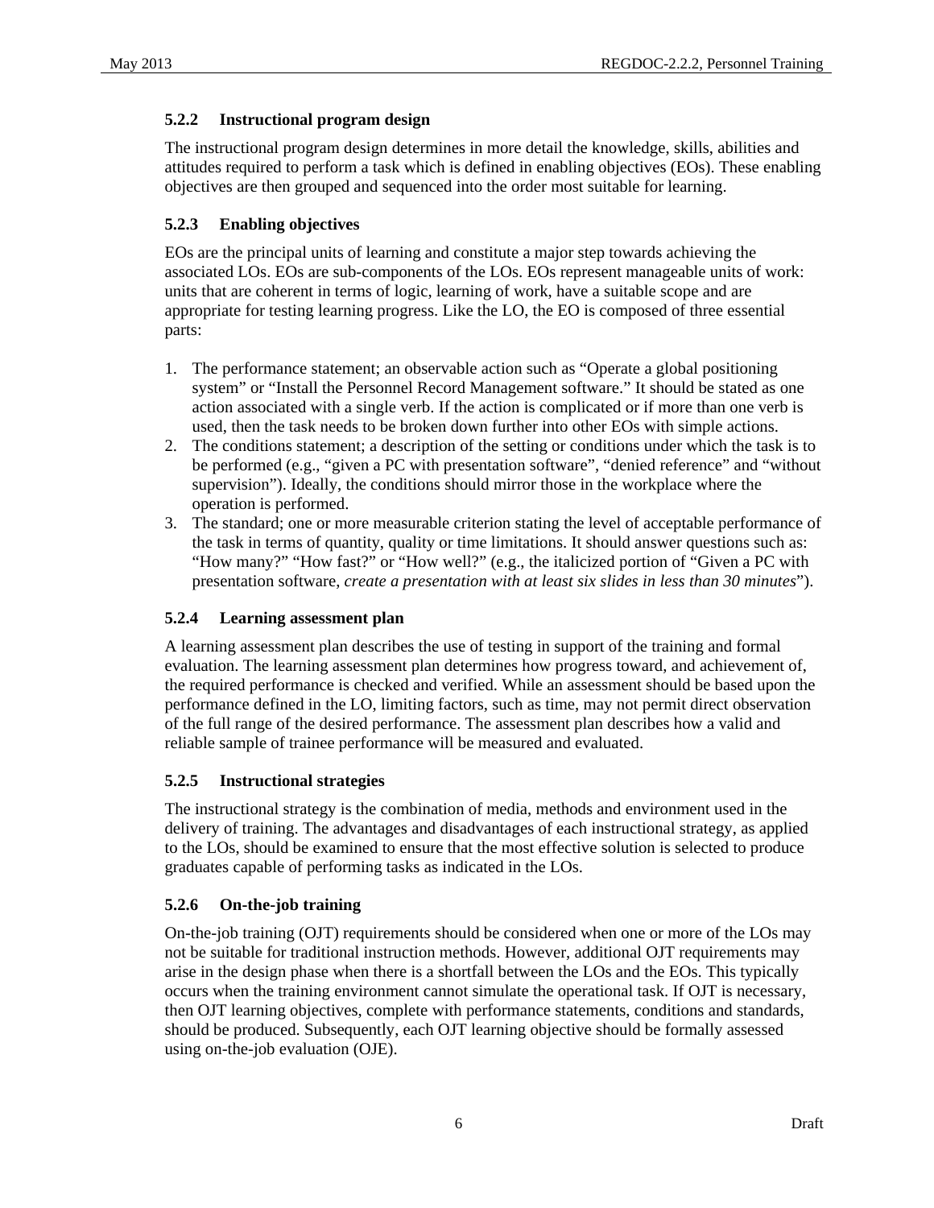### 5.2.2 Instructional program design

The instructional program design determines in more detail the knowledge, skills, abilities and attitudes required to perform a task which is defined in enabling objectives (EOs). These enabling objectives are then grouped and sequenced into the order most suitable for learning.

### 5.2.3 Enabling objectives

EOs are the principal units of learning and constitute a major step towards achieving the associated LOs. EOs are sub-components of the LOs. EOs represent manageable units of work: units that are coherent in terms of logic, learning of work, have a suitable scope and are appropriate for testing learning progress. Like the LO, the EO is composed of three essential parts:

1. The performance statement; an observable action such as "Operate a global positioning system" or "Install the Personnel Record Management software." It should be stated as one action associated with a single verb. If the action is complicated or if more than one verb is used, then the task needs to be broken down further into other EOs with simple actions.
2. The conditions statement; a description of the setting or conditions under which the task is to be performed (e.g., "given a PC with presentation software", "denied reference" and "without supervision"). Ideally, the conditions should mirror those in the workplace where the operation is performed.
3. The standard; one or more measurable criterion stating the level of acceptable performance of the task in terms of quantity, quality or time limitations. It should answer questions such as: "How many?" "How fast?" or "How well?" (e.g., the italicized portion of "Given a PC with presentation software, *create a presentation with at least six slides in less than 30 minutes*").

### 5.2.4 Learning assessment plan

A learning assessment plan describes the use of testing in support of the training and formal evaluation. The learning assessment plan determines how progress toward, and achievement of, the required performance is checked and verified. While an assessment should be based upon the performance defined in the LO, limiting factors, such as time, may not permit direct observation of the full range of the desired performance. The assessment plan describes how a valid and reliable sample of trainee performance will be measured and evaluated.

### 5.2.5 Instructional strategies

The instructional strategy is the combination of media, methods and environment used in the delivery of training. The advantages and disadvantages of each instructional strategy, as applied to the LOs, should be examined to ensure that the most effective solution is selected to produce graduates capable of performing tasks as indicated in the LOs.

### 5.2.6 On-the-job training

On-the-job training (OJT) requirements should be considered when one or more of the LOs may not be suitable for traditional instruction methods. However, additional OJT requirements may arise in the design phase when there is a shortfall between the LOs and the EOs. This typically occurs when the training environment cannot simulate the operational task. If OJT is necessary, then OJT learning objectives, complete with performance statements, conditions and standards, should be produced. Subsequently, each OJT learning objective should be formally assessed using on-the-job evaluation (OJE).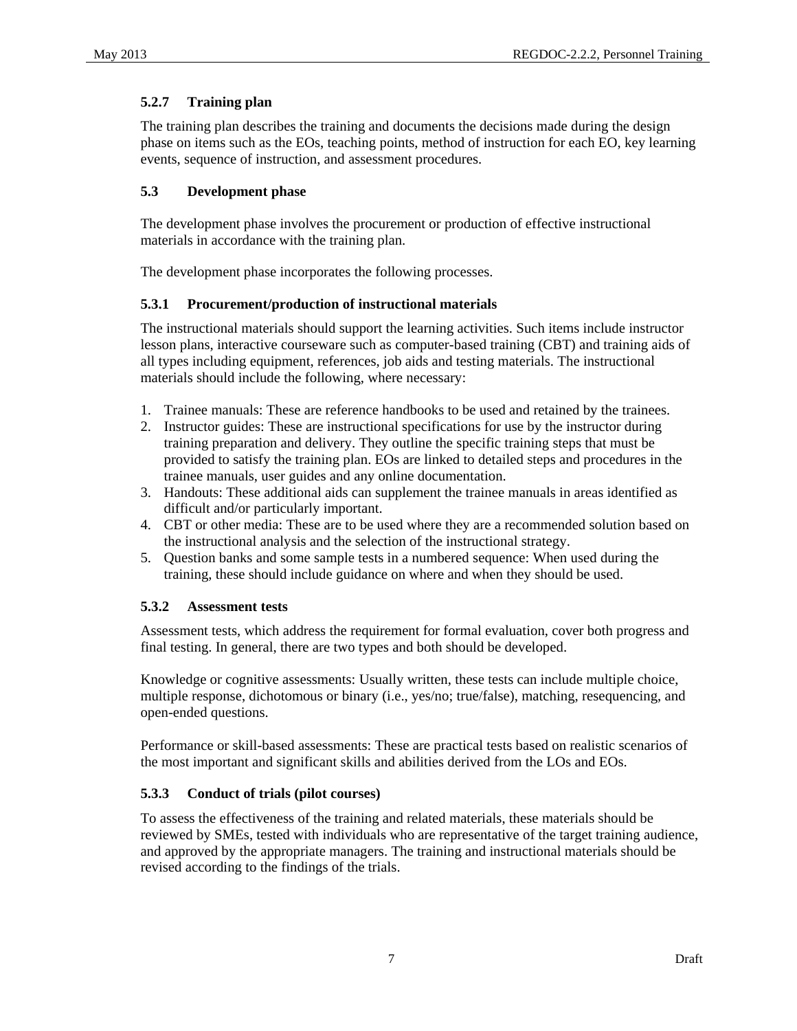### 5.2.7 Training plan

The training plan describes the training and documents the decisions made during the design phase on items such as the EOs, teaching points, method of instruction for each EO, key learning events, sequence of instruction, and assessment procedures.

## 5.3 Development phase

The development phase involves the procurement or production of effective instructional materials in accordance with the training plan.

The development phase incorporates the following processes.

### 5.3.1 Procurement/production of instructional materials

The instructional materials should support the learning activities. Such items include instructor lesson plans, interactive courseware such as computer-based training (CBT) and training aids of all types including equipment, references, job aids and testing materials. The instructional materials should include the following, where necessary:

1. Trainee manuals: These are reference handbooks to be used and retained by the trainees.
2. Instructor guides: These are instructional specifications for use by the instructor during training preparation and delivery. They outline the specific training steps that must be provided to satisfy the training plan. EOs are linked to detailed steps and procedures in the trainee manuals, user guides and any online documentation.
3. Handouts: These additional aids can supplement the trainee manuals in areas identified as difficult and/or particularly important.
4. CBT or other media: These are to be used where they are a recommended solution based on the instructional analysis and the selection of the instructional strategy.
5. Question banks and some sample tests in a numbered sequence: When used during the training, these should include guidance on where and when they should be used.

### 5.3.2 Assessment tests

Assessment tests, which address the requirement for formal evaluation, cover both progress and final testing. In general, there are two types and both should be developed.

Knowledge or cognitive assessments: Usually written, these tests can include multiple choice, multiple response, dichotomous or binary (i.e., yes/no; true/false), matching, resequencing, and open-ended questions.

Performance or skill-based assessments: These are practical tests based on realistic scenarios of the most important and significant skills and abilities derived from the LOs and EOs.

### 5.3.3 Conduct of trials (pilot courses)

To assess the effectiveness of the training and related materials, these materials should be reviewed by SMEs, tested with individuals who are representative of the target training audience, and approved by the appropriate managers. The training and instructional materials should be revised according to the findings of the trials.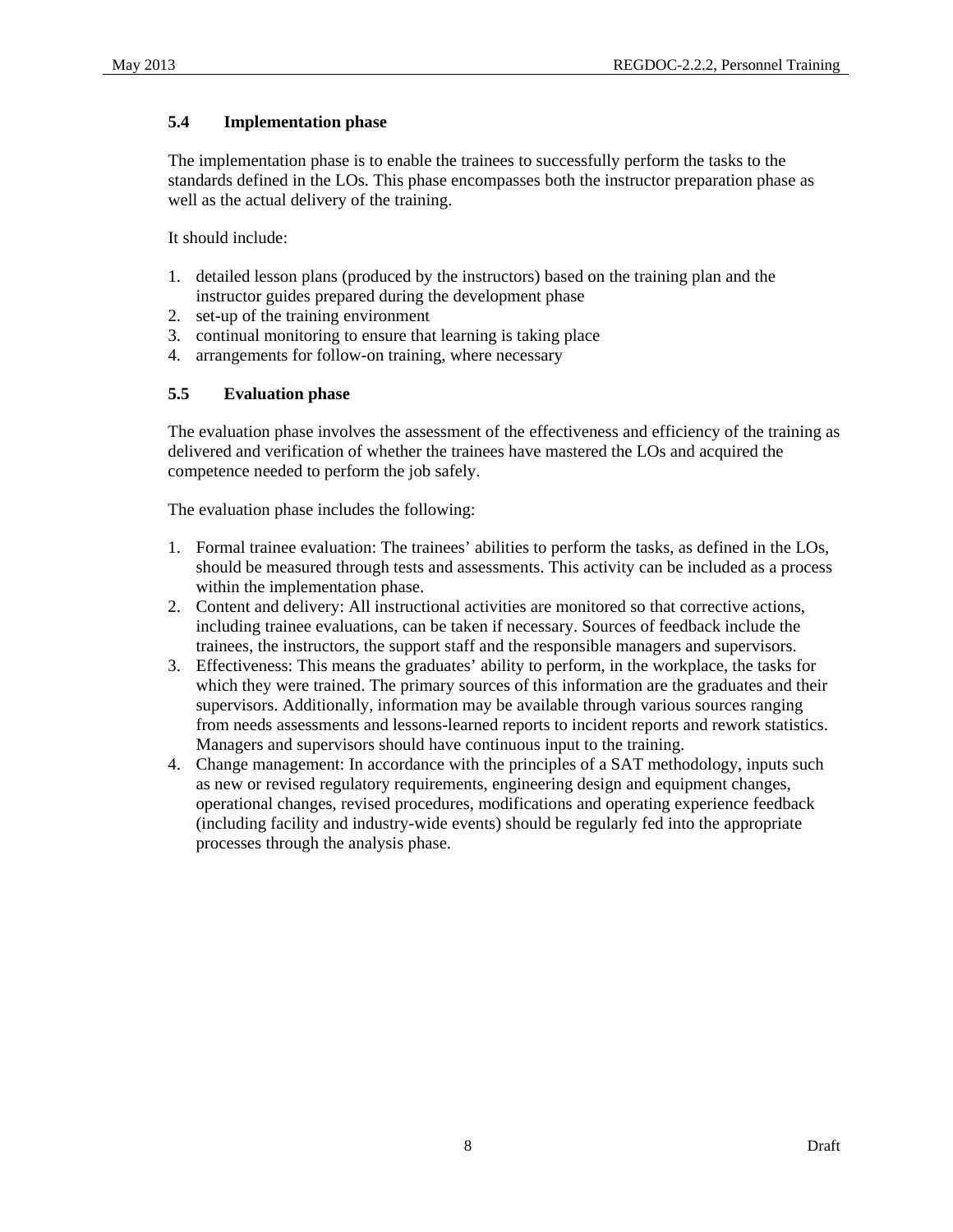### 5.4 Implementation phase

The implementation phase is to enable the trainees to successfully perform the tasks to the standards defined in the LOs. This phase encompasses both the instructor preparation phase as well as the actual delivery of the training.

It should include:

1. detailed lesson plans (produced by the instructors) based on the training plan and the instructor guides prepared during the development phase
2. set-up of the training environment
3. continual monitoring to ensure that learning is taking place
4. arrangements for follow-on training, where necessary

### 5.5 Evaluation phase

The evaluation phase involves the assessment of the effectiveness and efficiency of the training as delivered and verification of whether the trainees have mastered the LOs and acquired the competence needed to perform the job safely.

The evaluation phase includes the following:

1. Formal trainee evaluation: The trainees' abilities to perform the tasks, as defined in the LOs, should be measured through tests and assessments. This activity can be included as a process within the implementation phase.
2. Content and delivery: All instructional activities are monitored so that corrective actions, including trainee evaluations, can be taken if necessary. Sources of feedback include the trainees, the instructors, the support staff and the responsible managers and supervisors.
3. Effectiveness: This means the graduates' ability to perform, in the workplace, the tasks for which they were trained. The primary sources of this information are the graduates and their supervisors. Additionally, information may be available through various sources ranging from needs assessments and lessons-learned reports to incident reports and rework statistics. Managers and supervisors should have continuous input to the training.
4. Change management: In accordance with the principles of a SAT methodology, inputs such as new or revised regulatory requirements, engineering design and equipment changes, operational changes, revised procedures, modifications and operating experience feedback (including facility and industry-wide events) should be regularly fed into the appropriate processes through the analysis phase.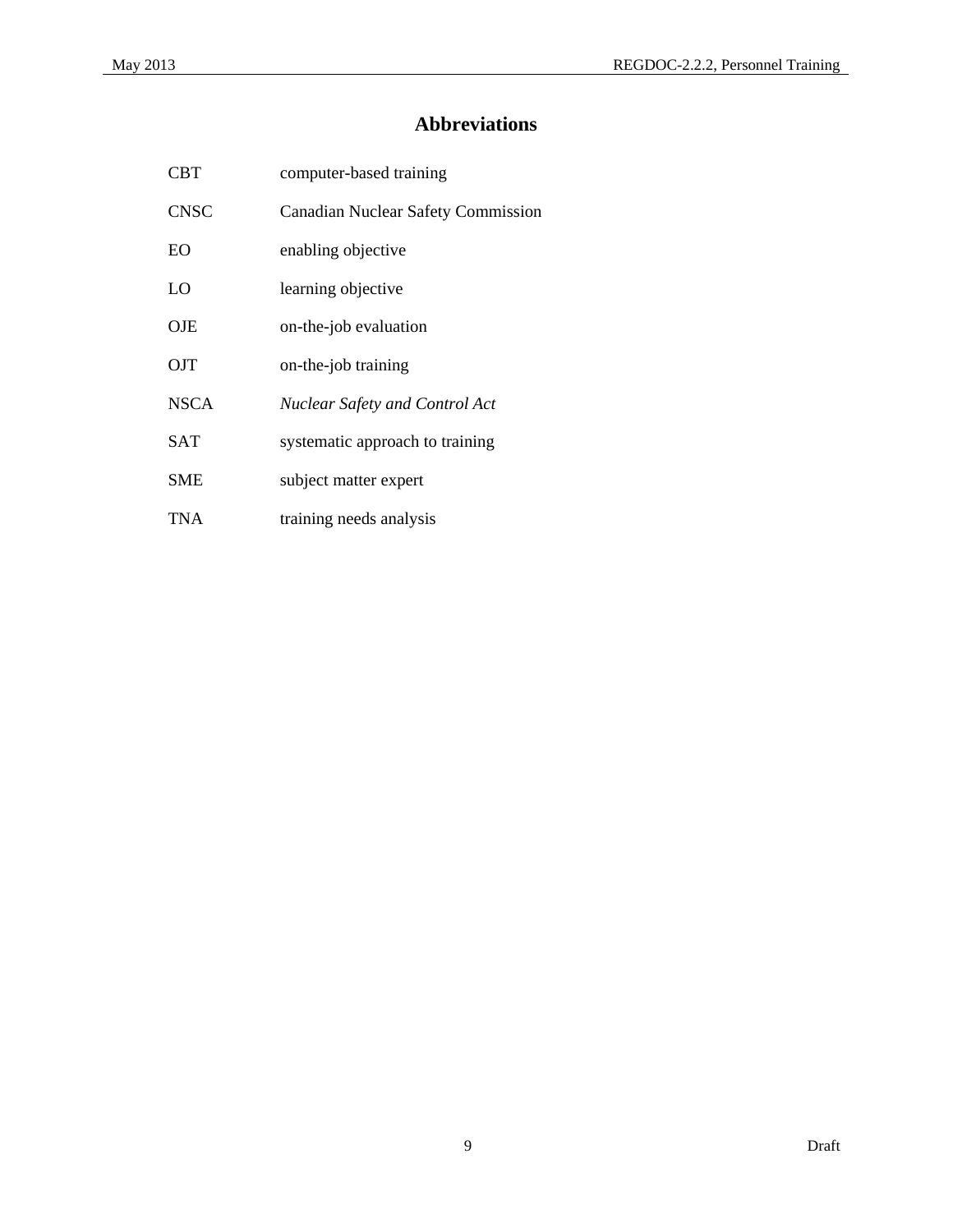# Abbreviations

| | |
|---|---|
| CBT | computer-based training |
| CNSC | Canadian Nuclear Safety Commission |
| EO | enabling objective |
| LO | learning objective |
| OJE | on-the-job evaluation |
| OJT | on-the-job training |
| NSCA | *Nuclear Safety and Control Act* |
| SAT | systematic approach to training |
| SME | subject matter expert |
| TNA | training needs analysis |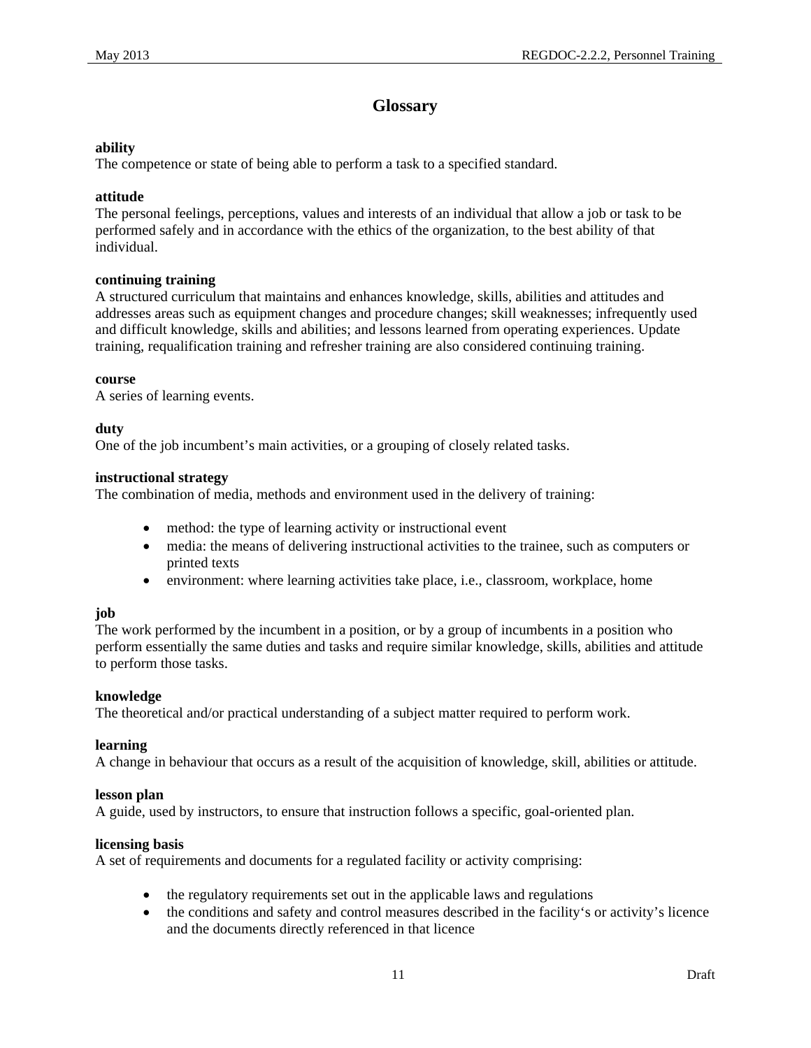# Glossary

**ability**
The competence or state of being able to perform a task to a specified standard.

**attitude**
The personal feelings, perceptions, values and interests of an individual that allow a job or task to be performed safely and in accordance with the ethics of the organization, to the best ability of that individual.

**continuing training**
A structured curriculum that maintains and enhances knowledge, skills, abilities and attitudes and addresses areas such as equipment changes and procedure changes; skill weaknesses; infrequently used and difficult knowledge, skills and abilities; and lessons learned from operating experiences. Update training, requalification training and refresher training are also considered continuing training.

**course**
A series of learning events.

**duty**
One of the job incumbent’s main activities, or a grouping of closely related tasks.

**instructional strategy**
The combination of media, methods and environment used in the delivery of training:

- method: the type of learning activity or instructional event
- media: the means of delivering instructional activities to the trainee, such as computers or printed texts
- environment: where learning activities take place, i.e., classroom, workplace, home

**job**
The work performed by the incumbent in a position, or by a group of incumbents in a position who perform essentially the same duties and tasks and require similar knowledge, skills, abilities and attitude to perform those tasks.

**knowledge**
The theoretical and/or practical understanding of a subject matter required to perform work.

**learning**
A change in behaviour that occurs as a result of the acquisition of knowledge, skill, abilities or attitude.

**lesson plan**
A guide, used by instructors, to ensure that instruction follows a specific, goal-oriented plan.

**licensing basis**
A set of requirements and documents for a regulated facility or activity comprising:

- the regulatory requirements set out in the applicable laws and regulations
- the conditions and safety and control measures described in the facility‘s or activity’s licence and the documents directly referenced in that licence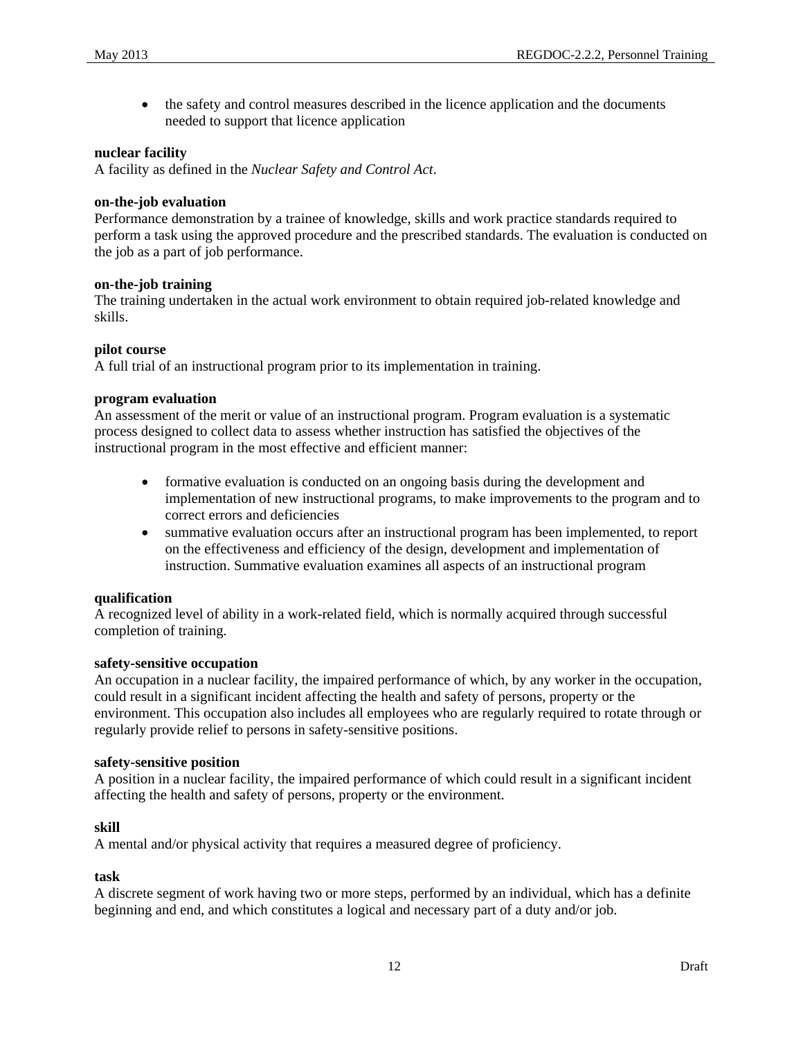- the safety and control measures described in the licence application and the documents needed to support that licence application

**nuclear facility**
A facility as defined in the *Nuclear Safety and Control Act*.

**on-the-job evaluation**
Performance demonstration by a trainee of knowledge, skills and work practice standards required to perform a task using the approved procedure and the prescribed standards. The evaluation is conducted on the job as a part of job performance.

**on-the-job training**
The training undertaken in the actual work environment to obtain required job-related knowledge and skills.

**pilot course**
A full trial of an instructional program prior to its implementation in training.

**program evaluation**
An assessment of the merit or value of an instructional program. Program evaluation is a systematic process designed to collect data to assess whether instruction has satisfied the objectives of the instructional program in the most effective and efficient manner:

- formative evaluation is conducted on an ongoing basis during the development and implementation of new instructional programs, to make improvements to the program and to correct errors and deficiencies
- summative evaluation occurs after an instructional program has been implemented, to report on the effectiveness and efficiency of the design, development and implementation of instruction. Summative evaluation examines all aspects of an instructional program

**qualification**
A recognized level of ability in a work-related field, which is normally acquired through successful completion of training.

**safety-sensitive occupation**
An occupation in a nuclear facility, the impaired performance of which, by any worker in the occupation, could result in a significant incident affecting the health and safety of persons, property or the environment. This occupation also includes all employees who are regularly required to rotate through or regularly provide relief to persons in safety-sensitive positions.

**safety-sensitive position**
A position in a nuclear facility, the impaired performance of which could result in a significant incident affecting the health and safety of persons, property or the environment.

**skill**
A mental and/or physical activity that requires a measured degree of proficiency.

**task**
A discrete segment of work having two or more steps, performed by an individual, which has a definite beginning and end, and which constitutes a logical and necessary part of a duty and/or job.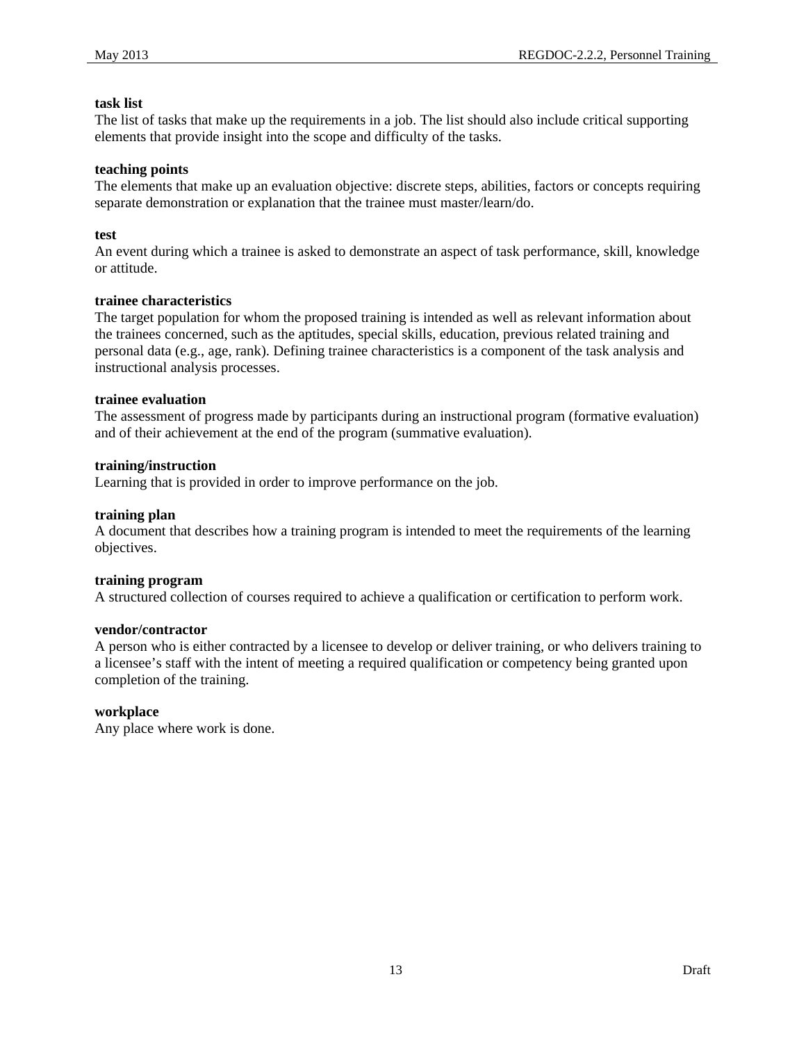**task list**
The list of tasks that make up the requirements in a job. The list should also include critical supporting elements that provide insight into the scope and difficulty of the tasks.

**teaching points**
The elements that make up an evaluation objective: discrete steps, abilities, factors or concepts requiring separate demonstration or explanation that the trainee must master/learn/do.

**test**
An event during which a trainee is asked to demonstrate an aspect of task performance, skill, knowledge or attitude.

**trainee characteristics**
The target population for whom the proposed training is intended as well as relevant information about the trainees concerned, such as the aptitudes, special skills, education, previous related training and personal data (e.g., age, rank). Defining trainee characteristics is a component of the task analysis and instructional analysis processes.

**trainee evaluation**
The assessment of progress made by participants during an instructional program (formative evaluation) and of their achievement at the end of the program (summative evaluation).

**training/instruction**
Learning that is provided in order to improve performance on the job.

**training plan**
A document that describes how a training program is intended to meet the requirements of the learning objectives.

**training program**
A structured collection of courses required to achieve a qualification or certification to perform work.

**vendor/contractor**
A person who is either contracted by a licensee to develop or deliver training, or who delivers training to a licensee's staff with the intent of meeting a required qualification or competency being granted upon completion of the training.

**workplace**
Any place where work is done.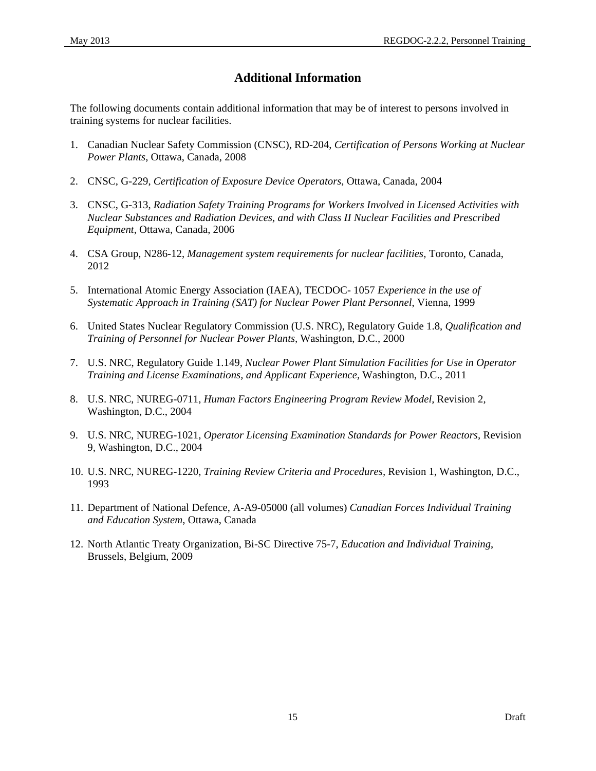# Additional Information

The following documents contain additional information that may be of interest to persons involved in training systems for nuclear facilities.

1. Canadian Nuclear Safety Commission (CNSC), RD-204, *Certification of Persons Working at Nuclear Power Plants*, Ottawa, Canada, 2008

2. CNSC, G-229, *Certification of Exposure Device Operators*, Ottawa, Canada, 2004

3. CNSC, G-313, *Radiation Safety Training Programs for Workers Involved in Licensed Activities with Nuclear Substances and Radiation Devices, and with Class II Nuclear Facilities and Prescribed Equipment*, Ottawa, Canada, 2006

4. CSA Group, N286-12, *Management system requirements for nuclear facilities,* Toronto, Canada, 2012

5. International Atomic Energy Association (IAEA), TECDOC- 1057 *Experience in the use of Systematic Approach in Training (SAT) for Nuclear Power Plant Personnel*, Vienna, 1999

6. United States Nuclear Regulatory Commission (U.S. NRC), Regulatory Guide 1.8, *Qualification and Training of Personnel for Nuclear Power Plants,* Washington, D.C., 2000

7. U.S. NRC, Regulatory Guide 1.149, *Nuclear Power Plant Simulation Facilities for Use in Operator Training and License Examinations, and Applicant Experience,* Washington, D.C., 2011

8. U.S. NRC, NUREG-0711, *Human Factors Engineering Program Review Model,* Revision 2, Washington, D.C., 2004

9. U.S. NRC, NUREG-1021, *Operator Licensing Examination Standards for Power Reactors,* Revision 9, Washington, D.C., 2004

10. U.S. NRC, NUREG-1220, *Training Review Criteria and Procedures,* Revision 1, Washington, D.C., 1993

11. Department of National Defence, A-A9-05000 (all volumes) *Canadian Forces Individual Training and Education System*, Ottawa, Canada

12. North Atlantic Treaty Organization, Bi-SC Directive 75-7, *Education and Individual Training*, Brussels, Belgium, 2009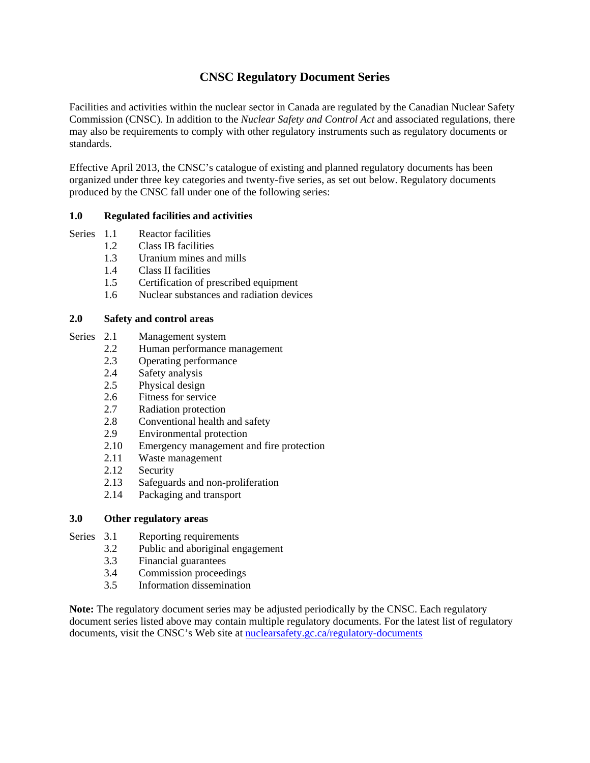# CNSC Regulatory Document Series

Facilities and activities within the nuclear sector in Canada are regulated by the Canadian Nuclear Safety Commission (CNSC). In addition to the *Nuclear Safety and Control Act* and associated regulations, there may also be requirements to comply with other regulatory instruments such as regulatory documents or standards.

Effective April 2013, the CNSC's catalogue of existing and planned regulatory documents has been organized under three key categories and twenty-five series, as set out below. Regulatory documents produced by the CNSC fall under one of the following series:

## 1.0 Regulated facilities and activities

Series
- 1.1 Reactor facilities
- 1.2 Class IB facilities
- 1.3 Uranium mines and mills
- 1.4 Class II facilities
- 1.5 Certification of prescribed equipment
- 1.6 Nuclear substances and radiation devices

## 2.0 Safety and control areas

Series
- 2.1 Management system
- 2.2 Human performance management
- 2.3 Operating performance
- 2.4 Safety analysis
- 2.5 Physical design
- 2.6 Fitness for service
- 2.7 Radiation protection
- 2.8 Conventional health and safety
- 2.9 Environmental protection
- 2.10 Emergency management and fire protection
- 2.11 Waste management
- 2.12 Security
- 2.13 Safeguards and non-proliferation
- 2.14 Packaging and transport

## 3.0 Other regulatory areas

Series
- 3.1 Reporting requirements
- 3.2 Public and aboriginal engagement
- 3.3 Financial guarantees
- 3.4 Commission proceedings
- 3.5 Information dissemination

**Note:** The regulatory document series may be adjusted periodically by the CNSC. Each regulatory document series listed above may contain multiple regulatory documents. For the latest list of regulatory documents, visit the CNSC's Web site at nuclearsafety.gc.ca/regulatory-documents